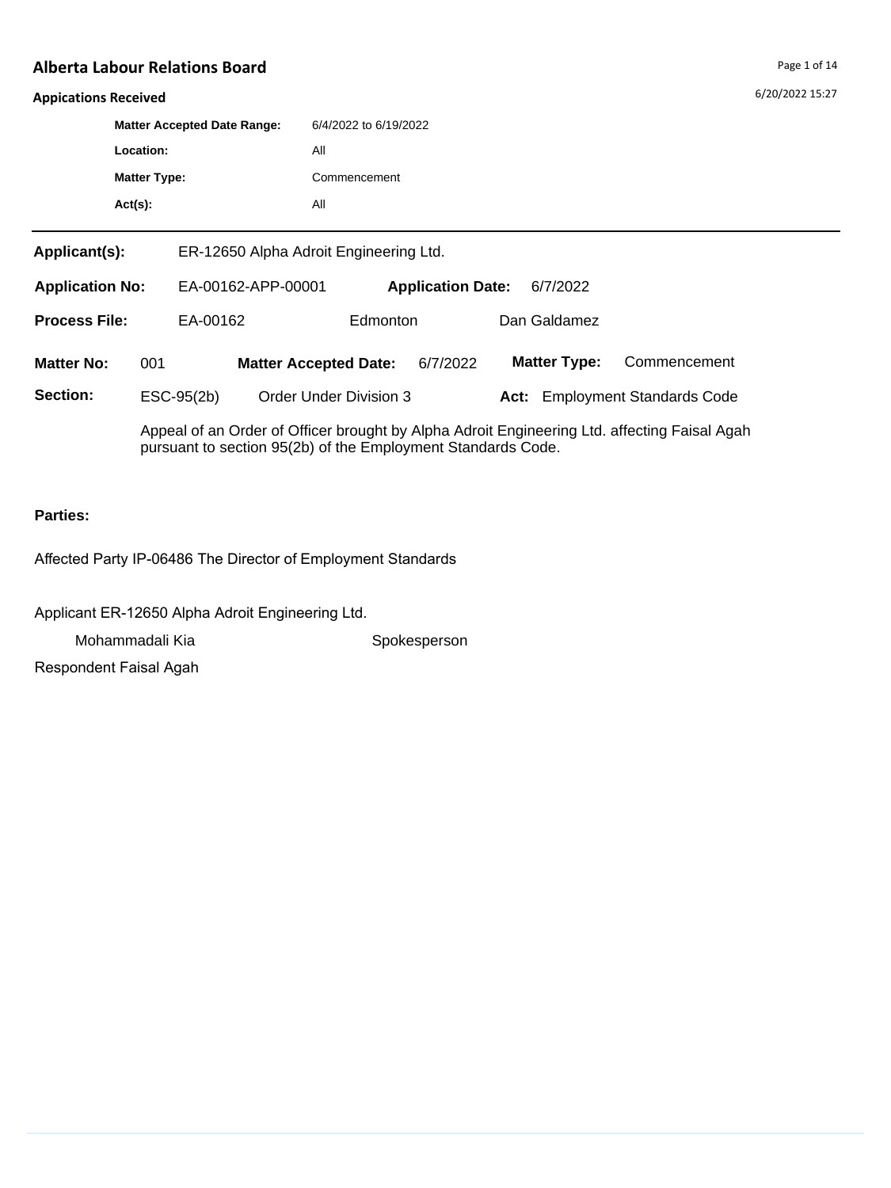# Alberta Labour Relations Board

## Appications Received

**Matter Accepted Date Range:** 6/4/2022 to 6/19/2022

**Location:** All

**Matter Type:** Commencement

**Act(s):** All

---

**Applicant(s):** ER-12650 Alpha Adroit Engineering Ltd.

**Application No:** EA-00162-APP-00001 **Application Date:** 6/7/2022

**Process File:** EA-00162 Edmonton Dan Galdamez

**Matter No:** 001 **Matter Accepted Date:** 6/7/2022 **Matter Type:** Commencement

**Section:** ESC-95(2b) Order Under Division 3 **Act:** Employment Standards Code

Appeal of an Order of Officer brought by Alpha Adroit Engineering Ltd. affecting Faisal Agah pursuant to section 95(2b) of the Employment Standards Code.

**Parties:**

Affected Party IP-06486 The Director of Employment Standards

Applicant ER-12650 Alpha Adroit Engineering Ltd.

Mohammadali Kia Spokesperson

Respondent Faisal Agah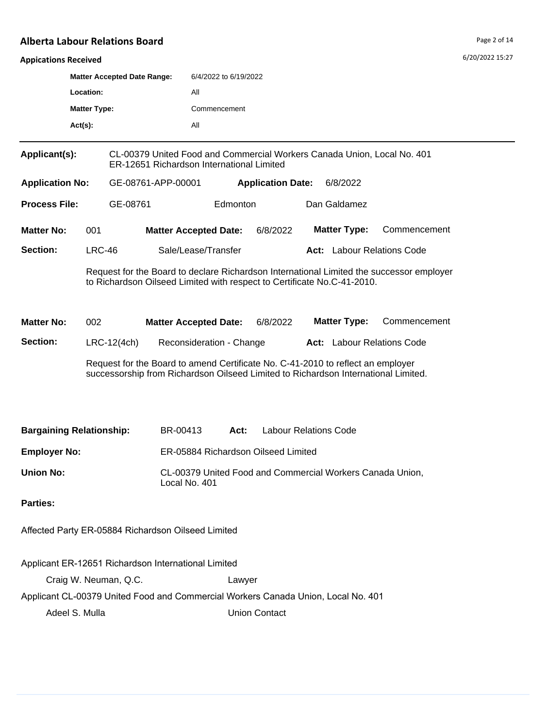# Alberta Labour Relations Board

**Appications Received**

| | |
|---|---|
| **Matter Accepted Date Range:** | 6/4/2022 to 6/19/2022 |
| **Location:** | All |
| **Matter Type:** | Commencement |
| **Act(s):** | All |

---

**Applicant(s):** CL-00379 United Food and Commercial Workers Canada Union, Local No. 401
ER-12651 Richardson International Limited

**Application No:** GE-08761-APP-00001 **Application Date:** 6/8/2022

**Process File:** GE-08761 Edmonton Dan Galdamez

**Matter No:** 001 **Matter Accepted Date:** 6/8/2022 **Matter Type:** Commencement

**Section:** LRC-46 Sale/Lease/Transfer **Act:** Labour Relations Code

Request for the Board to declare Richardson International Limited the successor employer to Richardson Oilseed Limited with respect to Certificate No.C-41-2010.

**Matter No:** 002 **Matter Accepted Date:** 6/8/2022 **Matter Type:** Commencement

**Section:** LRC-12(4ch) Reconsideration - Change **Act:** Labour Relations Code

Request for the Board to amend Certificate No. C-41-2010 to reflect an employer successorship from Richardson Oilseed Limited to Richardson International Limited.

**Bargaining Relationship:** BR-00413 **Act:** Labour Relations Code

**Employer No:** ER-05884 Richardson Oilseed Limited

**Union No:** CL-00379 United Food and Commercial Workers Canada Union, Local No. 401

**Parties:**

Affected Party ER-05884 Richardson Oilseed Limited

Applicant ER-12651 Richardson International Limited

| | |
|---|---|
| Craig W. Neuman, Q.C. | Lawyer |

Applicant CL-00379 United Food and Commercial Workers Canada Union, Local No. 401

| | |
|---|---|
| Adeel S. Mulla | Union Contact |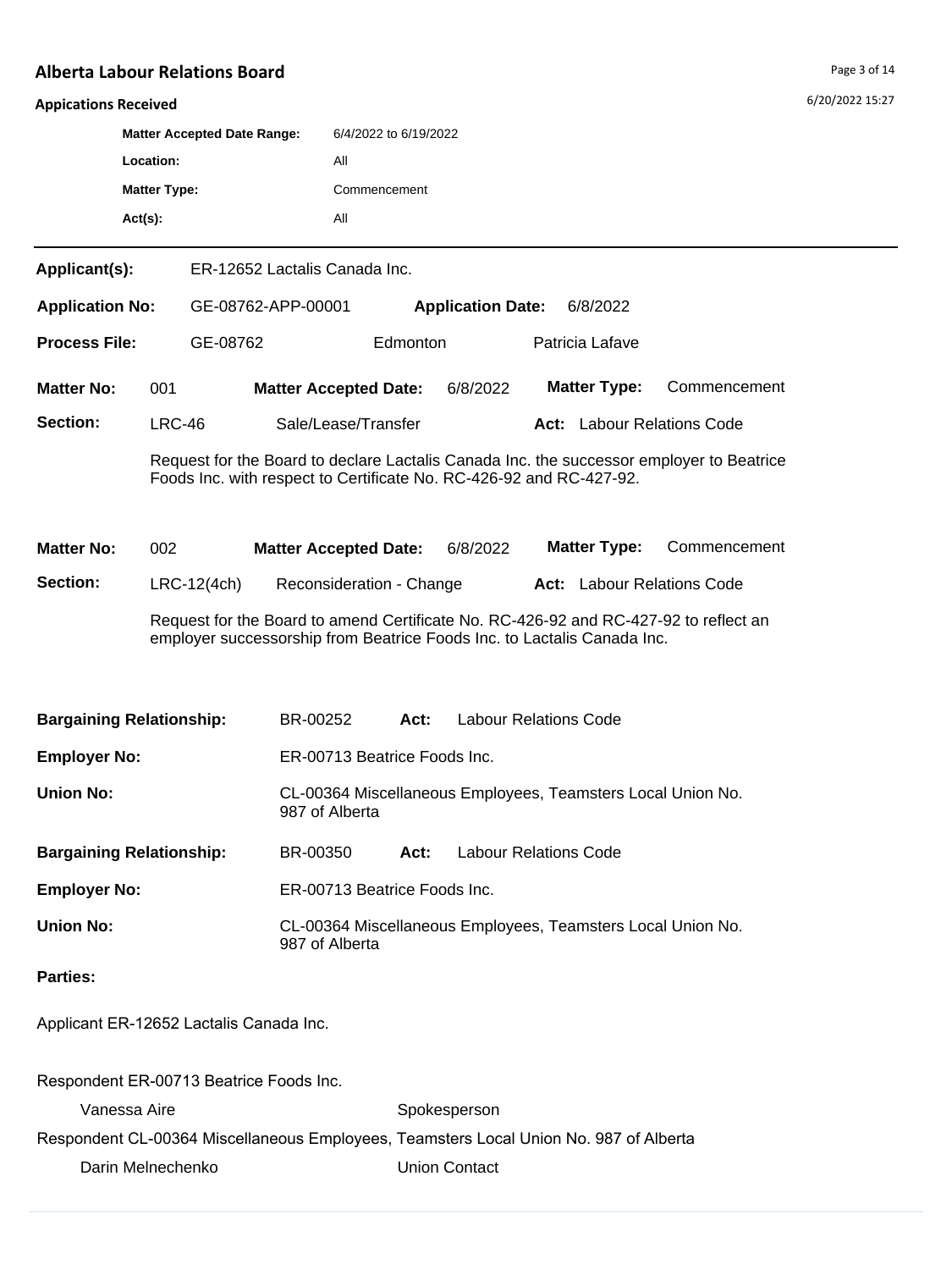## Alberta Labour Relations Board

**Appications Received**

| | |
|---|---|
| **Matter Accepted Date Range:** | 6/4/2022 to 6/19/2022 |
| **Location:** | All |
| **Matter Type:** | Commencement |
| **Act(s):** | All |

---

**Applicant(s):** ER-12652 Lactalis Canada Inc.

**Application No:** GE-08762-APP-00001 **Application Date:** 6/8/2022

**Process File:** GE-08762 Edmonton Patricia Lafave

**Matter No:** 001 **Matter Accepted Date:** 6/8/2022 **Matter Type:** Commencement

**Section:** LRC-46 Sale/Lease/Transfer **Act:** Labour Relations Code

Request for the Board to declare Lactalis Canada Inc. the successor employer to Beatrice Foods Inc. with respect to Certificate No. RC-426-92 and RC-427-92.

**Matter No:** 002 **Matter Accepted Date:** 6/8/2022 **Matter Type:** Commencement

**Section:** LRC-12(4ch) Reconsideration - Change **Act:** Labour Relations Code

Request for the Board to amend Certificate No. RC-426-92 and RC-427-92 to reflect an employer successorship from Beatrice Foods Inc. to Lactalis Canada Inc.

**Bargaining Relationship:** BR-00252 **Act:** Labour Relations Code

**Employer No:** ER-00713 Beatrice Foods Inc.

**Union No:** CL-00364 Miscellaneous Employees, Teamsters Local Union No. 987 of Alberta

**Bargaining Relationship:** BR-00350 **Act:** Labour Relations Code

**Employer No:** ER-00713 Beatrice Foods Inc.

**Union No:** CL-00364 Miscellaneous Employees, Teamsters Local Union No. 987 of Alberta

**Parties:**

Applicant ER-12652 Lactalis Canada Inc.

Respondent ER-00713 Beatrice Foods Inc.

Vanessa Aire — Spokesperson

Respondent CL-00364 Miscellaneous Employees, Teamsters Local Union No. 987 of Alberta

Darin Melnechenko — Union Contact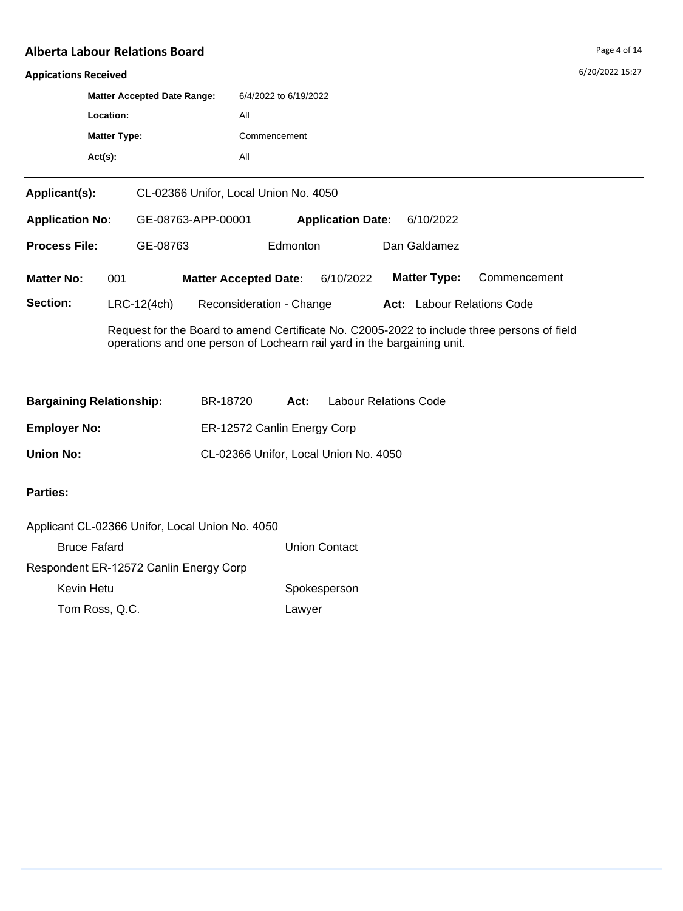# Alberta Labour Relations Board

## Appications Received

**Matter Accepted Date Range:** 6/4/2022 to 6/19/2022

**Location:** All

**Matter Type:** Commencement

**Act(s):** All

---

**Applicant(s):** CL-02366 Unifor, Local Union No. 4050

**Application No:** GE-08763-APP-00001 **Application Date:** 6/10/2022

**Process File:** GE-08763 Edmonton Dan Galdamez

**Matter No:** 001 **Matter Accepted Date:** 6/10/2022 **Matter Type:** Commencement

**Section:** LRC-12(4ch) Reconsideration - Change **Act:** Labour Relations Code

Request for the Board to amend Certificate No. C2005-2022 to include three persons of field operations and one person of Lochearn rail yard in the bargaining unit.

**Bargaining Relationship:** BR-18720 **Act:** Labour Relations Code

**Employer No:** ER-12572 Canlin Energy Corp

**Union No:** CL-02366 Unifor, Local Union No. 4050

**Parties:**

Applicant CL-02366 Unifor, Local Union No. 4050

| | |
|---|---|
| Bruce Fafard | Union Contact |

Respondent ER-12572 Canlin Energy Corp

| | |
|---|---|
| Kevin Hetu | Spokesperson |
| Tom Ross, Q.C. | Lawyer |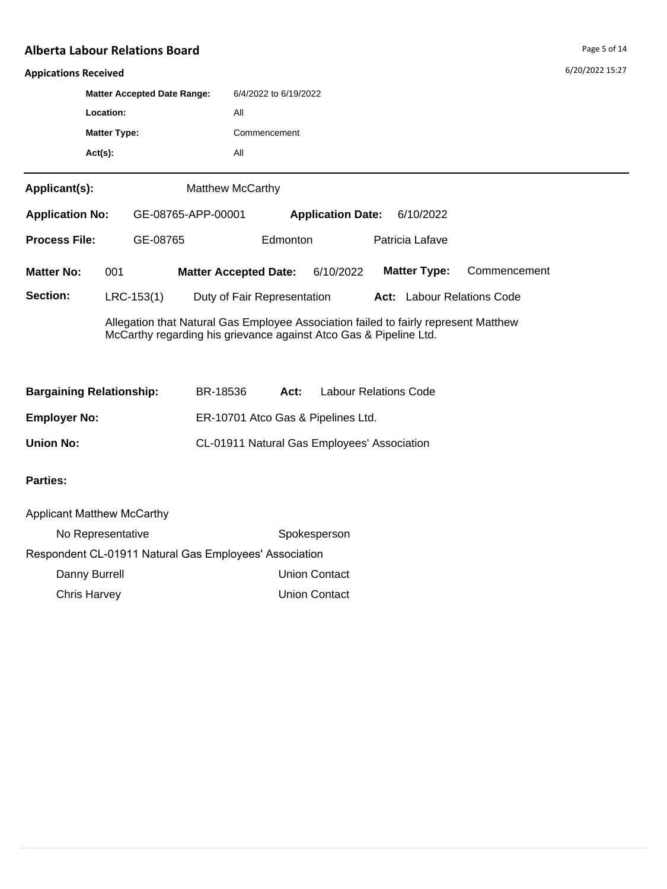## Alberta Labour Relations Board

**Appications Received**

| | |
|---|---|
| **Matter Accepted Date Range:** | 6/4/2022 to 6/19/2022 |
| **Location:** | All |
| **Matter Type:** | Commencement |
| **Act(s):** | All |

---

**Applicant(s):** Matthew McCarthy

**Application No:** GE-08765-APP-00001 **Application Date:** 6/10/2022

**Process File:** GE-08765 Edmonton Patricia Lafave

**Matter No:** 001 **Matter Accepted Date:** 6/10/2022 **Matter Type:** Commencement

**Section:** LRC-153(1) Duty of Fair Representation **Act:** Labour Relations Code

Allegation that Natural Gas Employee Association failed to fairly represent Matthew McCarthy regarding his grievance against Atco Gas & Pipeline Ltd.

**Bargaining Relationship:** BR-18536 **Act:** Labour Relations Code

**Employer No:** ER-10701 Atco Gas & Pipelines Ltd.

**Union No:** CL-01911 Natural Gas Employees' Association

**Parties:**

Applicant Matthew McCarthy

| | |
|---|---|
| No Representative | Spokesperson |

Respondent CL-01911 Natural Gas Employees' Association

| | |
|---|---|
| Danny Burrell | Union Contact |
| Chris Harvey | Union Contact |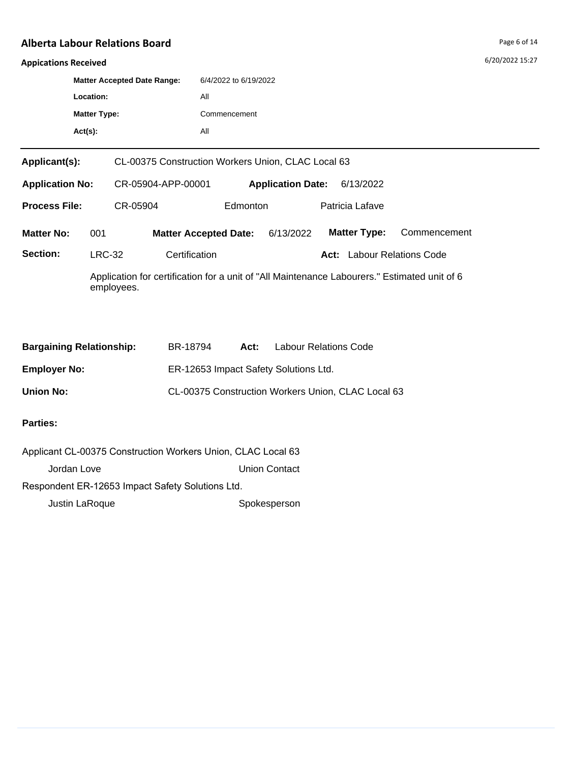# Alberta Labour Relations Board

## Appications Received

| | |
|---|---|
| **Matter Accepted Date Range:** | 6/4/2022 to 6/19/2022 |
| **Location:** | All |
| **Matter Type:** | Commencement |
| **Act(s):** | All |

---

**Applicant(s):** CL-00375 Construction Workers Union, CLAC Local 63

**Application No:** CR-05904-APP-00001 **Application Date:** 6/13/2022

**Process File:** CR-05904 Edmonton Patricia Lafave

**Matter No:** 001 **Matter Accepted Date:** 6/13/2022 **Matter Type:** Commencement

**Section:** LRC-32 Certification **Act:** Labour Relations Code

Application for certification for a unit of "All Maintenance Labourers." Estimated unit of 6 employees.

**Bargaining Relationship:** BR-18794 **Act:** Labour Relations Code

**Employer No:** ER-12653 Impact Safety Solutions Ltd.

**Union No:** CL-00375 Construction Workers Union, CLAC Local 63

**Parties:**

Applicant CL-00375 Construction Workers Union, CLAC Local 63

| | |
|---|---|
| Jordan Love | Union Contact |

Respondent ER-12653 Impact Safety Solutions Ltd.

| | |
|---|---|
| Justin LaRoque | Spokesperson |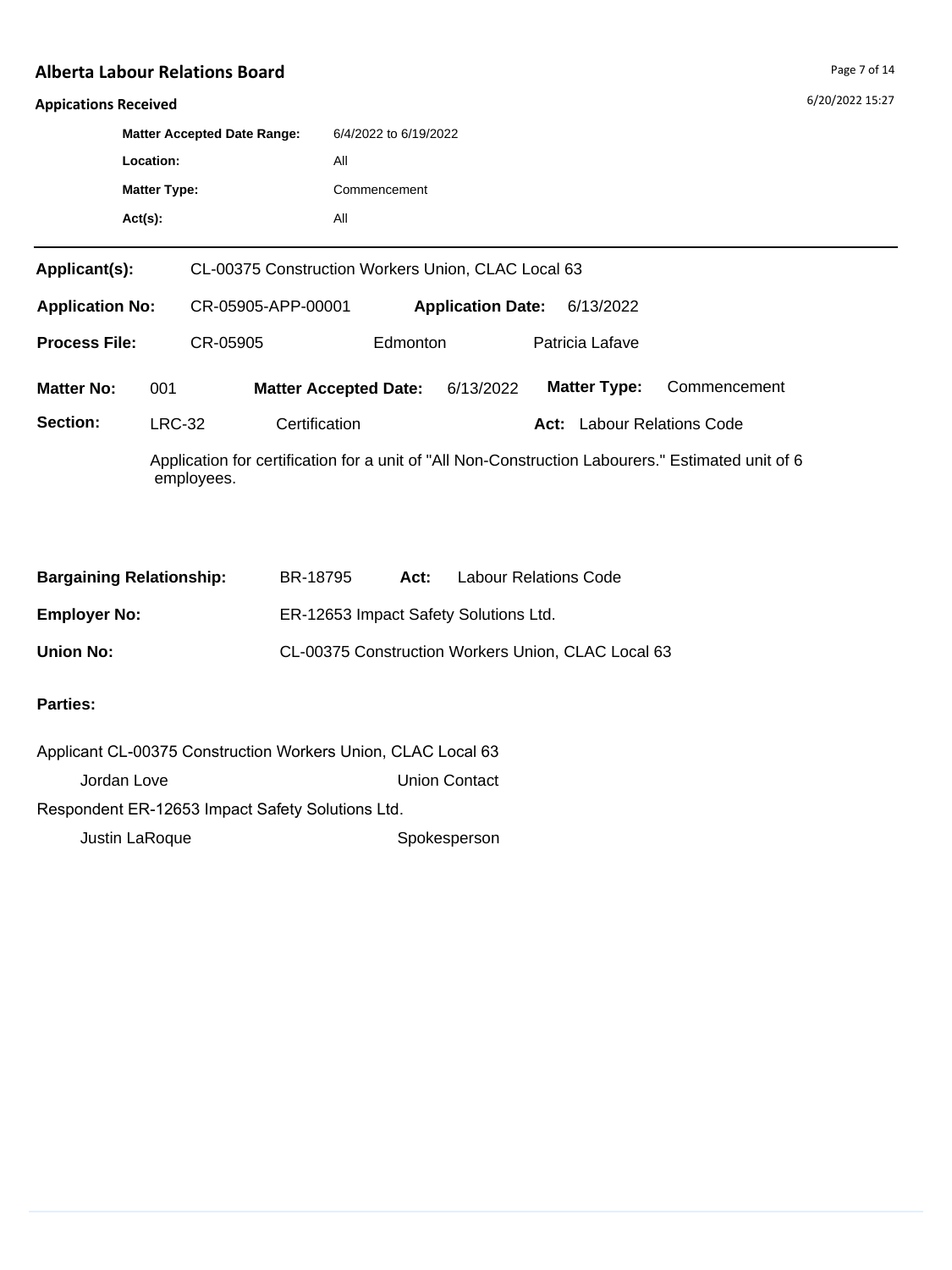## Alberta Labour Relations Board

**Appications Received**

| | |
|---|---|
| **Matter Accepted Date Range:** | 6/4/2022 to 6/19/2022 |
| **Location:** | All |
| **Matter Type:** | Commencement |
| **Act(s):** | All |

---

**Applicant(s):** CL-00375 Construction Workers Union, CLAC Local 63

**Application No:** CR-05905-APP-00001 **Application Date:** 6/13/2022

**Process File:** CR-05905 Edmonton Patricia Lafave

**Matter No:** 001 **Matter Accepted Date:** 6/13/2022 **Matter Type:** Commencement

**Section:** LRC-32 Certification **Act:** Labour Relations Code

Application for certification for a unit of "All Non-Construction Labourers." Estimated unit of 6 employees.

**Bargaining Relationship:** BR-18795 **Act:** Labour Relations Code

**Employer No:** ER-12653 Impact Safety Solutions Ltd.

**Union No:** CL-00375 Construction Workers Union, CLAC Local 63

**Parties:**

Applicant CL-00375 Construction Workers Union, CLAC Local 63

| | |
|---|---|
| Jordan Love | Union Contact |

Respondent ER-12653 Impact Safety Solutions Ltd.

| | |
|---|---|
| Justin LaRoque | Spokesperson |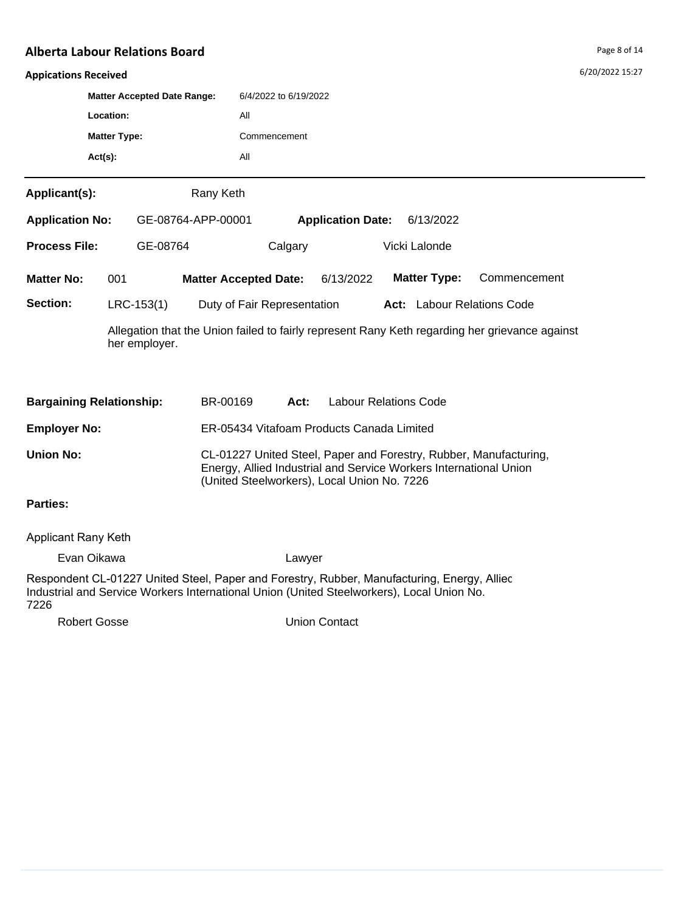# Alberta Labour Relations Board

## Appications Received

| | |
|---|---|
| **Matter Accepted Date Range:** | 6/4/2022 to 6/19/2022 |
| **Location:** | All |
| **Matter Type:** | Commencement |
| **Act(s):** | All |

---

**Applicant(s):** Rany Keth

**Application No:** GE-08764-APP-00001 **Application Date:** 6/13/2022

**Process File:** GE-08764 Calgary Vicki Lalonde

**Matter No:** 001 **Matter Accepted Date:** 6/13/2022 **Matter Type:** Commencement

**Section:** LRC-153(1) Duty of Fair Representation **Act:** Labour Relations Code

Allegation that the Union failed to fairly represent Rany Keth regarding her grievance against her employer.

**Bargaining Relationship:** BR-00169 **Act:** Labour Relations Code

**Employer No:** ER-05434 Vitafoam Products Canada Limited

**Union No:** CL-01227 United Steel, Paper and Forestry, Rubber, Manufacturing, Energy, Allied Industrial and Service Workers International Union (United Steelworkers), Local Union No. 7226

**Parties:**

Applicant Rany Keth

Evan Oikawa Lawyer

Respondent CL-01227 United Steel, Paper and Forestry, Rubber, Manufacturing, Energy, Allied Industrial and Service Workers International Union (United Steelworkers), Local Union No. 7226

Robert Gosse Union Contact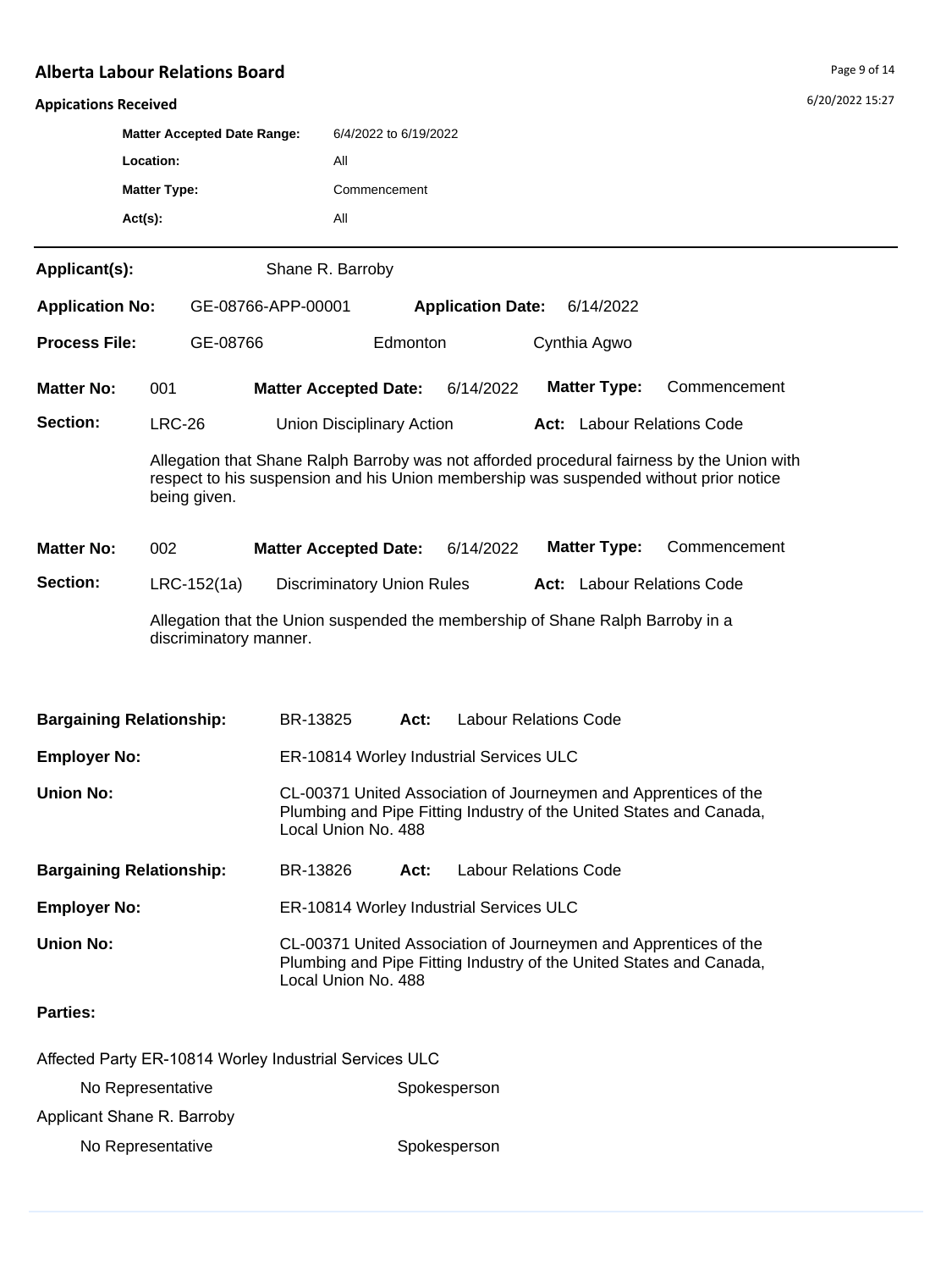**Alberta Labour Relations Board**

**Appications Received**

| | |
|---|---|
| **Matter Accepted Date Range:** | 6/4/2022 to 6/19/2022 |
| **Location:** | All |
| **Matter Type:** | Commencement |
| **Act(s):** | All |

---

**Applicant(s):** Shane R. Barroby

**Application No:** GE-08766-APP-00001 **Application Date:** 6/14/2022

**Process File:** GE-08766 Edmonton Cynthia Agwo

**Matter No:** 001 **Matter Accepted Date:** 6/14/2022 **Matter Type:** Commencement

**Section:** LRC-26 Union Disciplinary Action **Act:** Labour Relations Code

Allegation that Shane Ralph Barroby was not afforded procedural fairness by the Union with respect to his suspension and his Union membership was suspended without prior notice being given.

**Matter No:** 002 **Matter Accepted Date:** 6/14/2022 **Matter Type:** Commencement

**Section:** LRC-152(1a) Discriminatory Union Rules **Act:** Labour Relations Code

Allegation that the Union suspended the membership of Shane Ralph Barroby in a discriminatory manner.

**Bargaining Relationship:** BR-13825 **Act:** Labour Relations Code

**Employer No:** ER-10814 Worley Industrial Services ULC

**Union No:** CL-00371 United Association of Journeymen and Apprentices of the Plumbing and Pipe Fitting Industry of the United States and Canada, Local Union No. 488

**Bargaining Relationship:** BR-13826 **Act:** Labour Relations Code

**Employer No:** ER-10814 Worley Industrial Services ULC

**Union No:** CL-00371 United Association of Journeymen and Apprentices of the Plumbing and Pipe Fitting Industry of the United States and Canada, Local Union No. 488

**Parties:**

Affected Party ER-10814 Worley Industrial Services ULC

No Representative Spokesperson

Applicant Shane R. Barroby

No Representative Spokesperson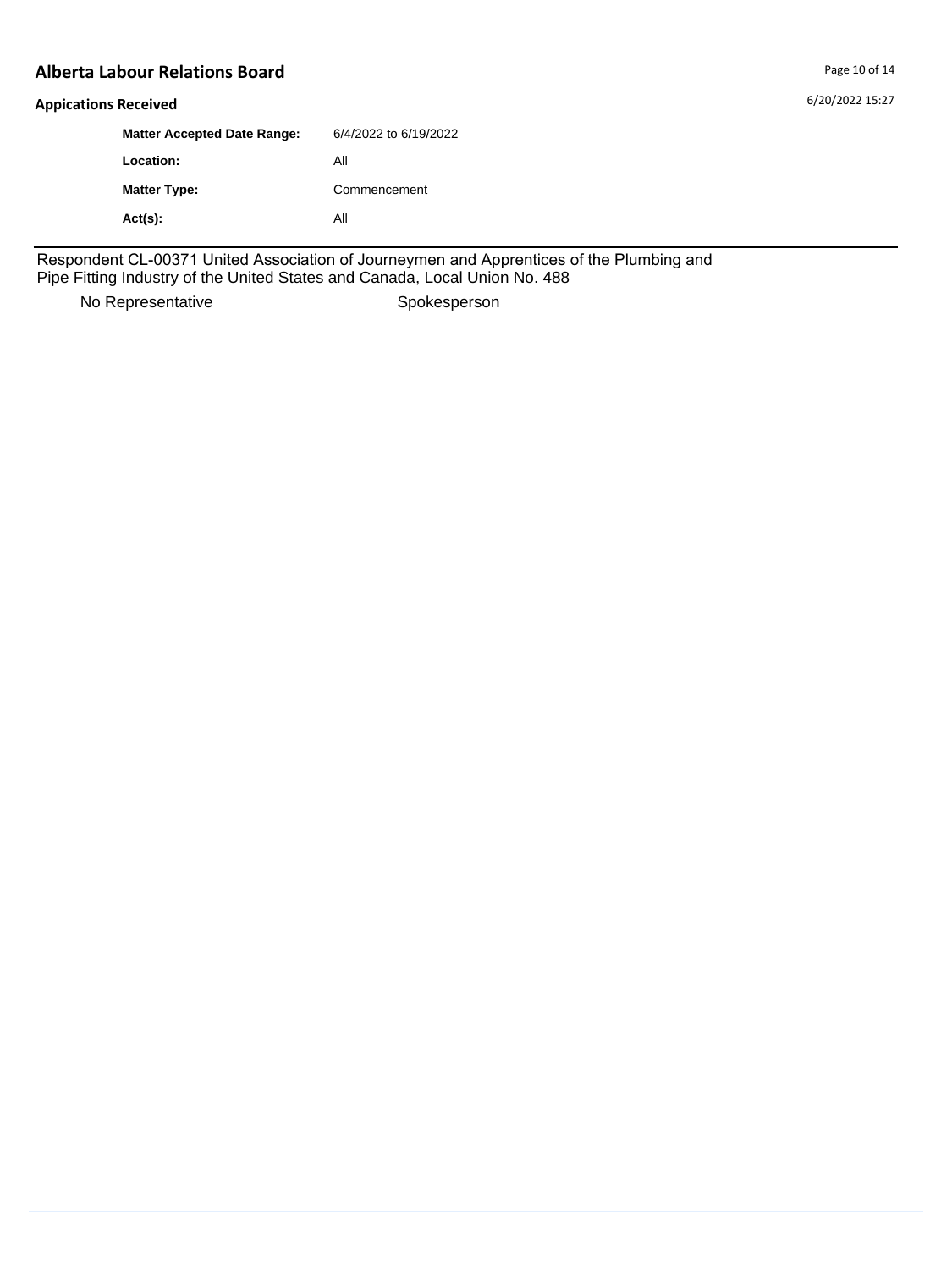**Alberta Labour Relations Board**

**Appications Received**

| | |
|---|---|
| **Matter Accepted Date Range:** | 6/4/2022 to 6/19/2022 |
| **Location:** | All |
| **Matter Type:** | Commencement |
| **Act(s):** | All |

Respondent CL-00371 United Association of Journeymen and Apprentices of the Plumbing and Pipe Fitting Industry of the United States and Canada, Local Union No. 488

| | |
|---|---|
| No Representative | Spokesperson |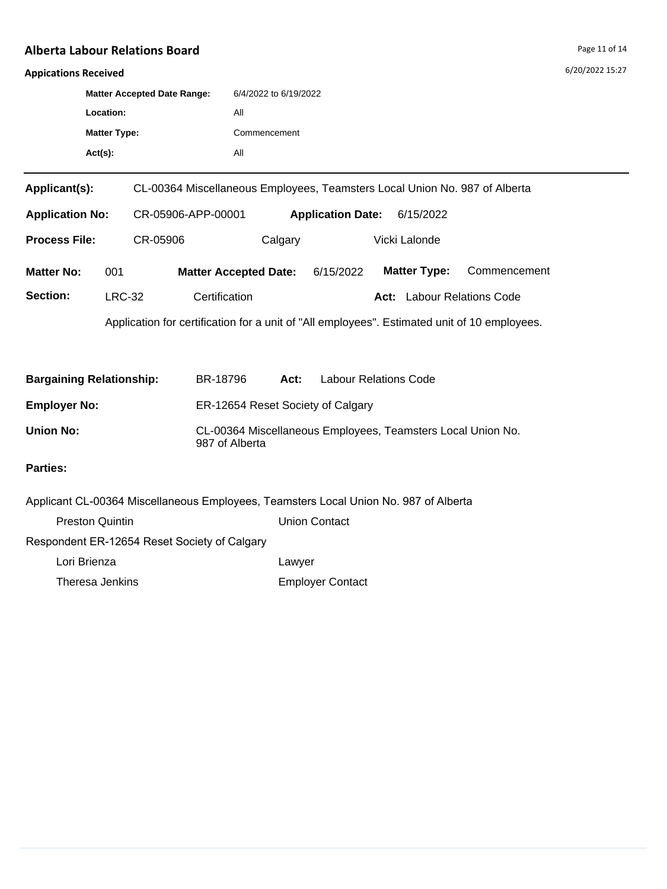## Alberta Labour Relations Board

**Appications Received**

**Matter Accepted Date Range:** 6/4/2022 to 6/19/2022

**Location:** All

**Matter Type:** Commencement

**Act(s):** All

---

**Applicant(s):** CL-00364 Miscellaneous Employees, Teamsters Local Union No. 987 of Alberta

**Application No:** CR-05906-APP-00001 **Application Date:** 6/15/2022

**Process File:** CR-05906 Calgary Vicki Lalonde

**Matter No:** 001 **Matter Accepted Date:** 6/15/2022 **Matter Type:** Commencement

**Section:** LRC-32 Certification **Act:** Labour Relations Code

Application for certification for a unit of "All employees". Estimated unit of 10 employees.

**Bargaining Relationship:** BR-18796 **Act:** Labour Relations Code

**Employer No:** ER-12654 Reset Society of Calgary

**Union No:** CL-00364 Miscellaneous Employees, Teamsters Local Union No. 987 of Alberta

**Parties:**

Applicant CL-00364 Miscellaneous Employees, Teamsters Local Union No. 987 of Alberta

| | |
|---|---|
| Preston Quintin | Union Contact |

Respondent ER-12654 Reset Society of Calgary

| | |
|---|---|
| Lori Brienza | Lawyer |
| Theresa Jenkins | Employer Contact |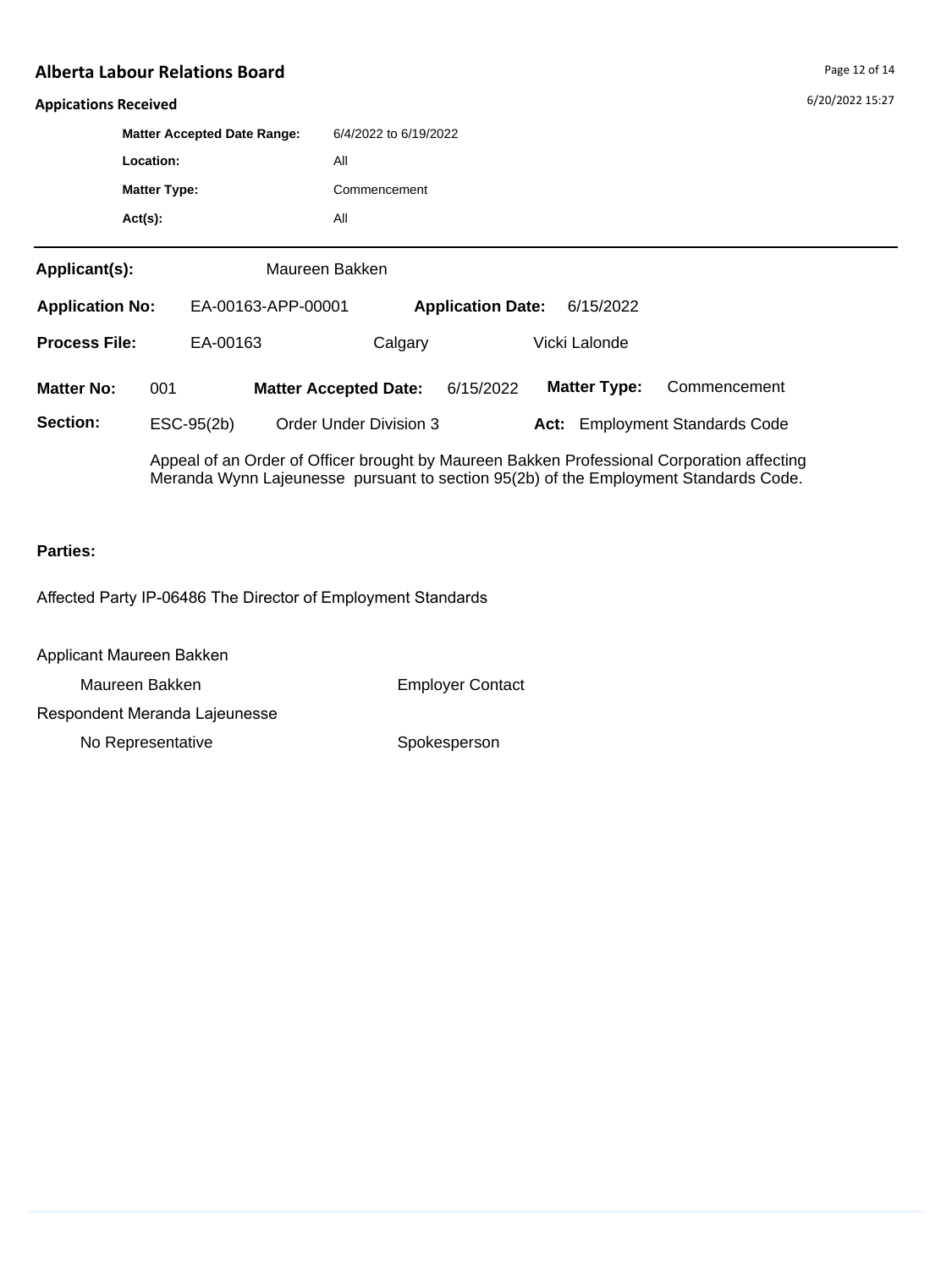## Alberta Labour Relations Board

**Appications Received**

| | |
|---|---|
| **Matter Accepted Date Range:** | 6/4/2022 to 6/19/2022 |
| **Location:** | All |
| **Matter Type:** | Commencement |
| **Act(s):** | All |

---

**Applicant(s):** Maureen Bakken

**Application No:** EA-00163-APP-00001 **Application Date:** 6/15/2022

**Process File:** EA-00163 Calgary Vicki Lalonde

**Matter No:** 001 **Matter Accepted Date:** 6/15/2022 **Matter Type:** Commencement

**Section:** ESC-95(2b) Order Under Division 3 **Act:** Employment Standards Code

Appeal of an Order of Officer brought by Maureen Bakken Professional Corporation affecting Meranda Wynn Lajeunesse pursuant to section 95(2b) of the Employment Standards Code.

**Parties:**

Affected Party IP-06486 The Director of Employment Standards

Applicant Maureen Bakken

| | |
|---|---|
| Maureen Bakken | Employer Contact |

Respondent Meranda Lajeunesse

| | |
|---|---|
| No Representative | Spokesperson |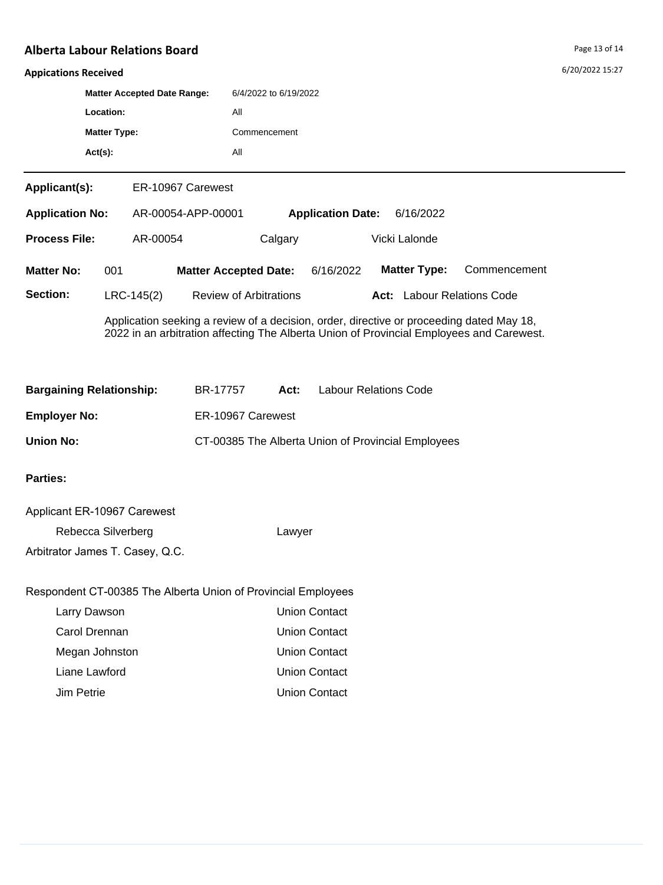# Alberta Labour Relations Board

## Appications Received

| | |
|---|---|
| **Matter Accepted Date Range:** | 6/4/2022 to 6/19/2022 |
| **Location:** | All |
| **Matter Type:** | Commencement |
| **Act(s):** | All |

---

**Applicant(s):** ER-10967 Carewest

**Application No:** AR-00054-APP-00001 **Application Date:** 6/16/2022

**Process File:** AR-00054 Calgary Vicki Lalonde

**Matter No:** 001 **Matter Accepted Date:** 6/16/2022 **Matter Type:** Commencement

**Section:** LRC-145(2) Review of Arbitrations **Act:** Labour Relations Code

Application seeking a review of a decision, order, directive or proceeding dated May 18, 2022 in an arbitration affecting The Alberta Union of Provincial Employees and Carewest.

**Bargaining Relationship:** BR-17757 **Act:** Labour Relations Code

**Employer No:** ER-10967 Carewest

**Union No:** CT-00385 The Alberta Union of Provincial Employees

**Parties:**

Applicant ER-10967 Carewest

| | |
|---|---|
| Rebecca Silverberg | Lawyer |

Arbitrator James T. Casey, Q.C.

Respondent CT-00385 The Alberta Union of Provincial Employees

| | |
|---|---|
| Larry Dawson | Union Contact |
| Carol Drennan | Union Contact |
| Megan Johnston | Union Contact |
| Liane Lawford | Union Contact |
| Jim Petrie | Union Contact |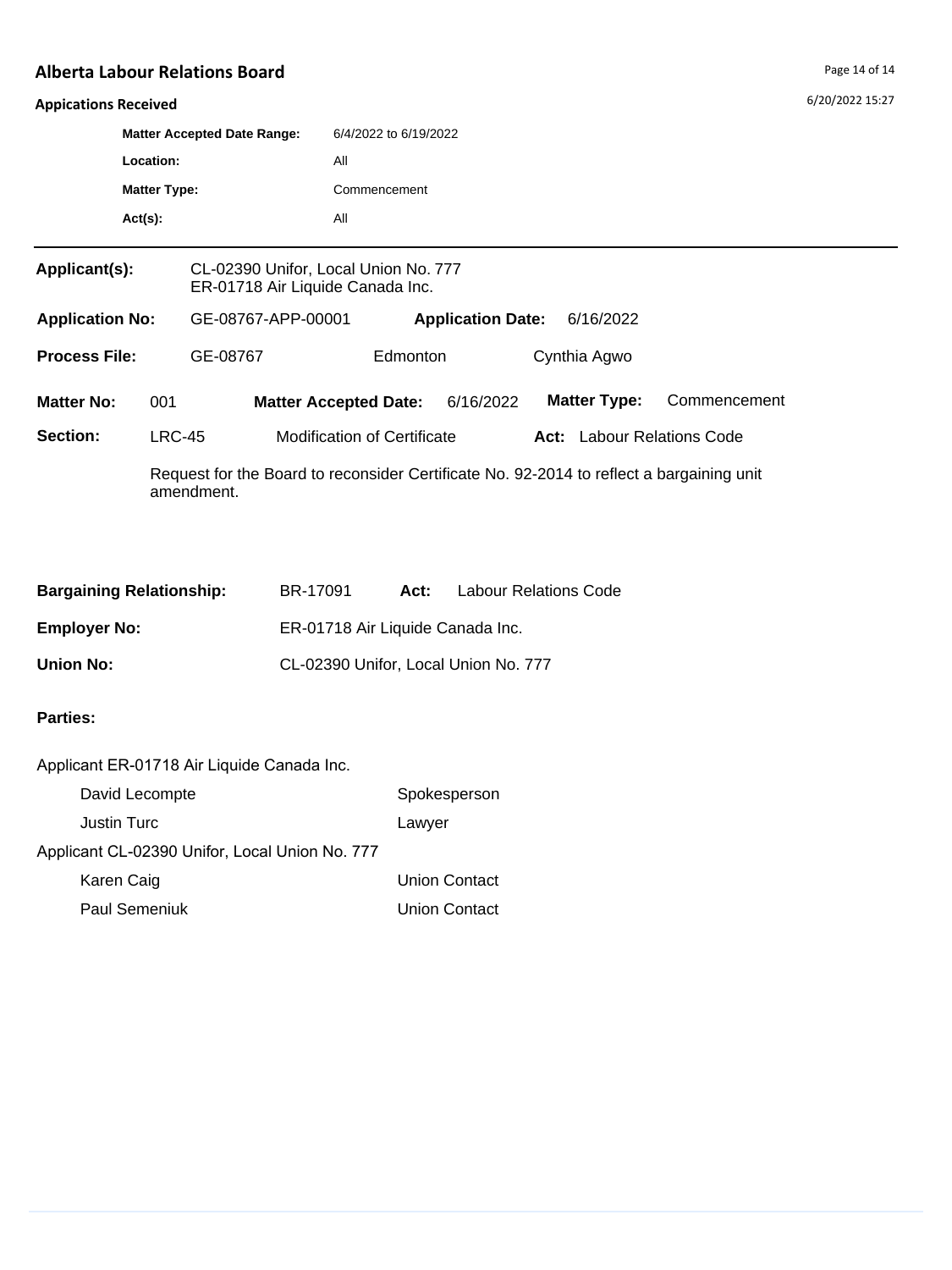**Alberta Labour Relations Board**

**Appications Received**

6/20/2022 15:27

| | |
|---|---|
| **Matter Accepted Date Range:** | 6/4/2022 to 6/19/2022 |
| **Location:** | All |
| **Matter Type:** | Commencement |
| **Act(s):** | All |

---

**Applicant(s):** CL-02390 Unifor, Local Union No. 777
ER-01718 Air Liquide Canada Inc.

**Application No:** GE-08767-APP-00001 **Application Date:** 6/16/2022

**Process File:** GE-08767 Edmonton Cynthia Agwo

**Matter No:** 001 **Matter Accepted Date:** 6/16/2022 **Matter Type:** Commencement

**Section:** LRC-45 Modification of Certificate **Act:** Labour Relations Code

Request for the Board to reconsider Certificate No. 92-2014 to reflect a bargaining unit amendment.

**Bargaining Relationship:** BR-17091 **Act:** Labour Relations Code

**Employer No:** ER-01718 Air Liquide Canada Inc.

**Union No:** CL-02390 Unifor, Local Union No. 777

**Parties:**

Applicant ER-01718 Air Liquide Canada Inc.

| | |
|---|---|
| David Lecompte | Spokesperson |
| Justin Turc | Lawyer |

Applicant CL-02390 Unifor, Local Union No. 777

| | |
|---|---|
| Karen Caig | Union Contact |
| Paul Semeniuk | Union Contact |